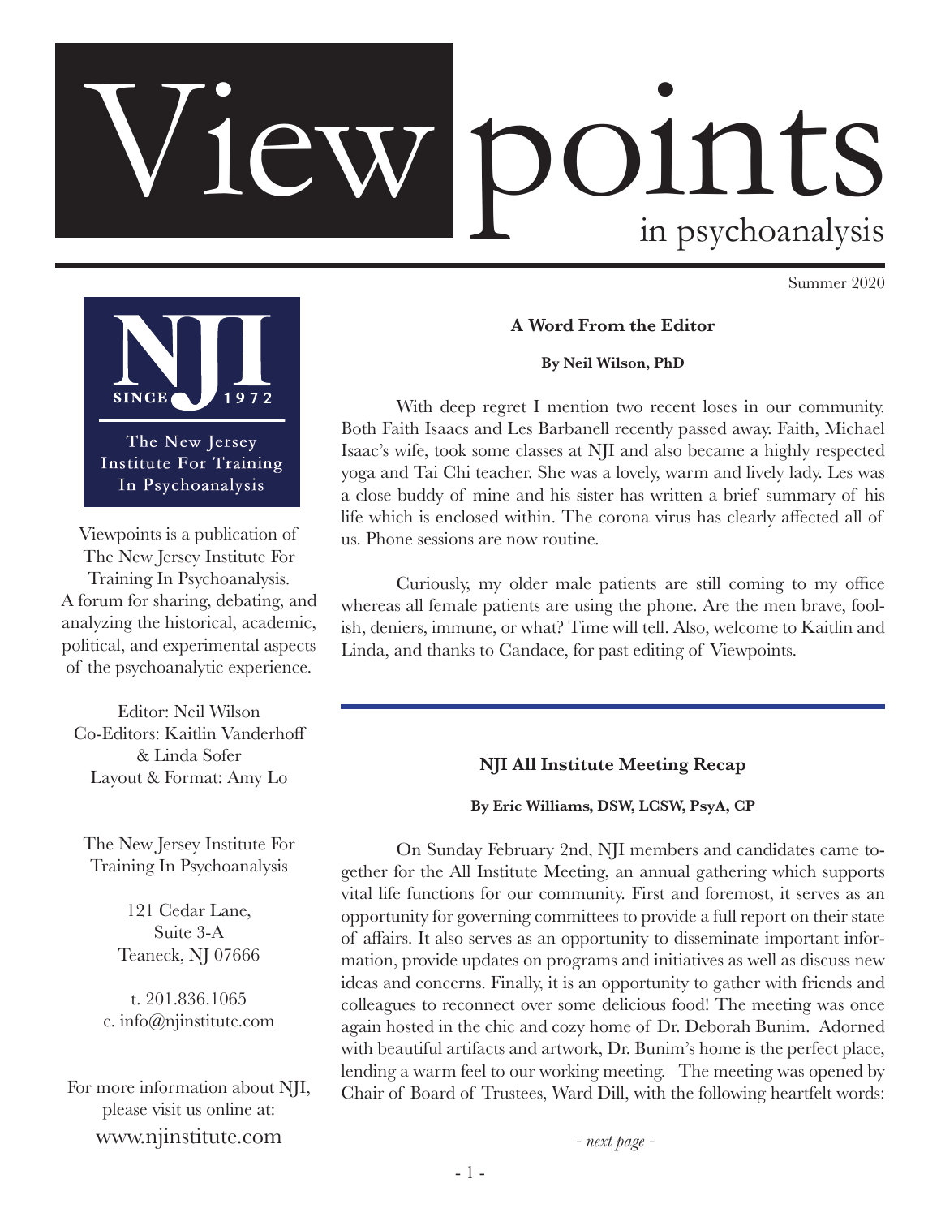# Viewpoints in psychoanalysis

Summer 2020

NJI SINCE 1972

The New Jersey Institute For Training In Psychoanalysis

Viewpoints is a publication of The New Jersey Institute For Training In Psychoanalysis. A forum for sharing, debating, and analyzing the historical, academic, political, and experimental aspects of the psychoanalytic experience.

Editor: Neil Wilson
Co-Editors: Kaitlin Vanderhoff & Linda Sofer
Layout & Format: Amy Lo

The New Jersey Institute For Training In Psychoanalysis

121 Cedar Lane,
Suite 3-A
Teaneck, NJ 07666

t. 201.836.1065
e. info@njinstitute.com

For more information about NJI, please visit us online at:
www.njinstitute.com

## A Word From the Editor

**By Neil Wilson, PhD**

With deep regret I mention two recent loses in our community. Both Faith Isaacs and Les Barbanell recently passed away. Faith, Michael Isaac's wife, took some classes at NJI and also became a highly respected yoga and Tai Chi teacher. She was a lovely, warm and lively lady. Les was a close buddy of mine and his sister has written a brief summary of his life which is enclosed within. The corona virus has clearly affected all of us. Phone sessions are now routine.

Curiously, my older male patients are still coming to my office whereas all female patients are using the phone. Are the men brave, foolish, deniers, immune, or what? Time will tell. Also, welcome to Kaitlin and Linda, and thanks to Candace, for past editing of Viewpoints.

## NJI All Institute Meeting Recap

**By Eric Williams, DSW, LCSW, PsyA, CP**

On Sunday February 2nd, NJI members and candidates came together for the All Institute Meeting, an annual gathering which supports vital life functions for our community. First and foremost, it serves as an opportunity for governing committees to provide a full report on their state of affairs. It also serves as an opportunity to disseminate important information, provide updates on programs and initiatives as well as discuss new ideas and concerns. Finally, it is an opportunity to gather with friends and colleagues to reconnect over some delicious food! The meeting was once again hosted in the chic and cozy home of Dr. Deborah Bunim. Adorned with beautiful artifacts and artwork, Dr. Bunim's home is the perfect place, lending a warm feel to our working meeting. The meeting was opened by Chair of Board of Trustees, Ward Dill, with the following heartfelt words:

*- next page -*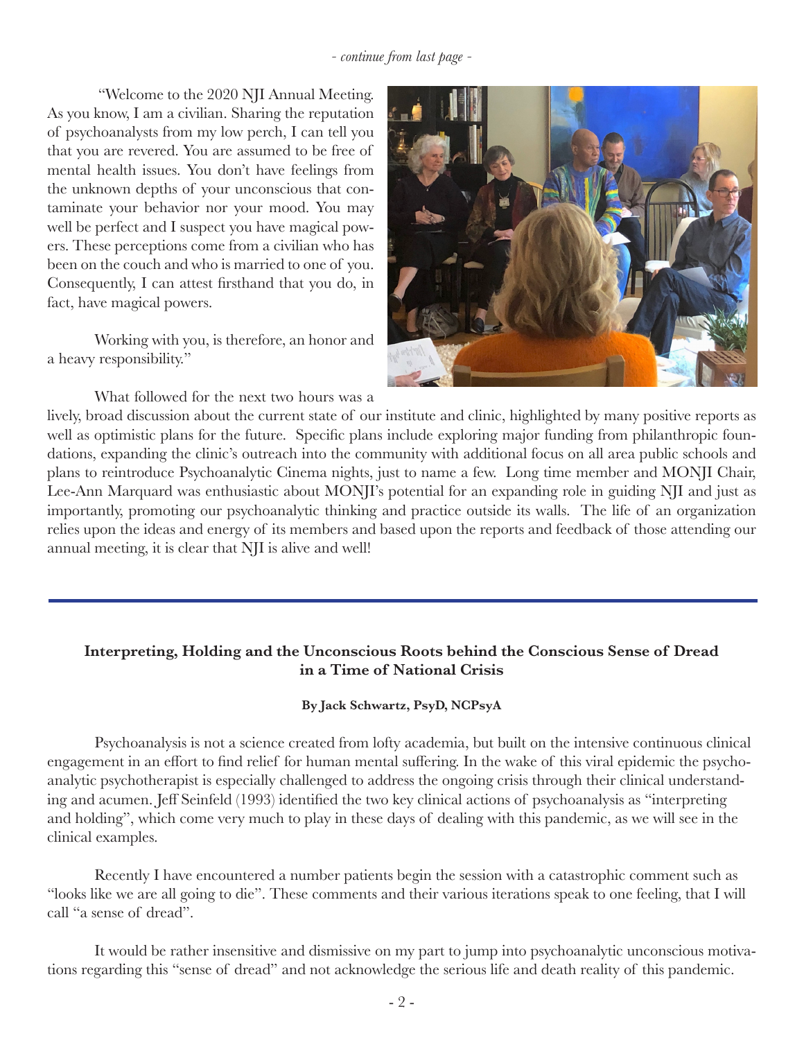*- continue from last page -*

"Welcome to the 2020 NJI Annual Meeting. As you know, I am a civilian. Sharing the reputation of psychoanalysts from my low perch, I can tell you that you are revered. You are assumed to be free of mental health issues. You don't have feelings from the unknown depths of your unconscious that contaminate your behavior nor your mood. You may well be perfect and I suspect you have magical powers. These perceptions come from a civilian who has been on the couch and who is married to one of you. Consequently, I can attest firsthand that you do, in fact, have magical powers.

Working with you, is therefore, an honor and a heavy responsibility."

What followed for the next two hours was a lively, broad discussion about the current state of our institute and clinic, highlighted by many positive reports as well as optimistic plans for the future. Specific plans include exploring major funding from philanthropic foundations, expanding the clinic's outreach into the community with additional focus on all area public schools and plans to reintroduce Psychoanalytic Cinema nights, just to name a few. Long time member and MONJI Chair, Lee-Ann Marquard was enthusiastic about MONJI's potential for an expanding role in guiding NJI and just as importantly, promoting our psychoanalytic thinking and practice outside its walls. The life of an organization relies upon the ideas and energy of its members and based upon the reports and feedback of those attending our annual meeting, it is clear that NJI is alive and well!

---

## Interpreting, Holding and the Unconscious Roots behind the Conscious Sense of Dread in a Time of National Crisis

**By Jack Schwartz, PsyD, NCPsyA**

Psychoanalysis is not a science created from lofty academia, but built on the intensive continuous clinical engagement in an effort to find relief for human mental suffering. In the wake of this viral epidemic the psychoanalytic psychotherapist is especially challenged to address the ongoing crisis through their clinical understanding and acumen. Jeff Seinfeld (1993) identified the two key clinical actions of psychoanalysis as "interpreting and holding", which come very much to play in these days of dealing with this pandemic, as we will see in the clinical examples.

Recently I have encountered a number patients begin the session with a catastrophic comment such as "looks like we are all going to die". These comments and their various iterations speak to one feeling, that I will call "a sense of dread".

It would be rather insensitive and dismissive on my part to jump into psychoanalytic unconscious motivations regarding this "sense of dread" and not acknowledge the serious life and death reality of this pandemic.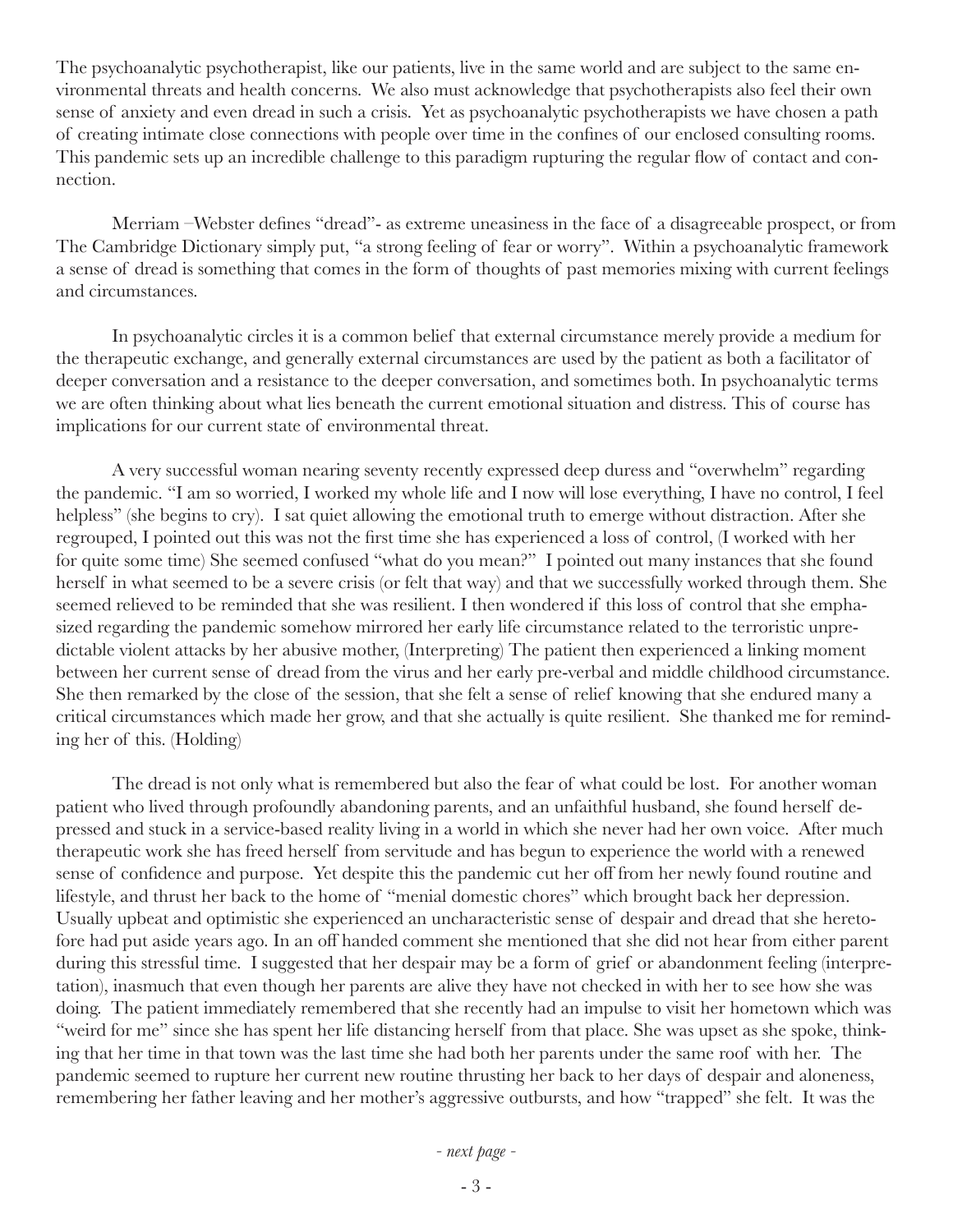The psychoanalytic psychotherapist, like our patients, live in the same world and are subject to the same environmental threats and health concerns. We also must acknowledge that psychotherapists also feel their own sense of anxiety and even dread in such a crisis. Yet as psychoanalytic psychotherapists we have chosen a path of creating intimate close connections with people over time in the confines of our enclosed consulting rooms. This pandemic sets up an incredible challenge to this paradigm rupturing the regular flow of contact and connection.

Merriam –Webster defines "dread"- as extreme uneasiness in the face of a disagreeable prospect, or from The Cambridge Dictionary simply put, "a strong feeling of fear or worry". Within a psychoanalytic framework a sense of dread is something that comes in the form of thoughts of past memories mixing with current feelings and circumstances.

In psychoanalytic circles it is a common belief that external circumstance merely provide a medium for the therapeutic exchange, and generally external circumstances are used by the patient as both a facilitator of deeper conversation and a resistance to the deeper conversation, and sometimes both. In psychoanalytic terms we are often thinking about what lies beneath the current emotional situation and distress. This of course has implications for our current state of environmental threat.

A very successful woman nearing seventy recently expressed deep duress and "overwhelm" regarding the pandemic. "I am so worried, I worked my whole life and I now will lose everything, I have no control, I feel helpless" (she begins to cry). I sat quiet allowing the emotional truth to emerge without distraction. After she regrouped, I pointed out this was not the first time she has experienced a loss of control, (I worked with her for quite some time) She seemed confused "what do you mean?" I pointed out many instances that she found herself in what seemed to be a severe crisis (or felt that way) and that we successfully worked through them. She seemed relieved to be reminded that she was resilient. I then wondered if this loss of control that she emphasized regarding the pandemic somehow mirrored her early life circumstance related to the terroristic unpredictable violent attacks by her abusive mother, (Interpreting) The patient then experienced a linking moment between her current sense of dread from the virus and her early pre-verbal and middle childhood circumstance. She then remarked by the close of the session, that she felt a sense of relief knowing that she endured many a critical circumstances which made her grow, and that she actually is quite resilient. She thanked me for reminding her of this. (Holding)

The dread is not only what is remembered but also the fear of what could be lost. For another woman patient who lived through profoundly abandoning parents, and an unfaithful husband, she found herself depressed and stuck in a service-based reality living in a world in which she never had her own voice. After much therapeutic work she has freed herself from servitude and has begun to experience the world with a renewed sense of confidence and purpose. Yet despite this the pandemic cut her off from her newly found routine and lifestyle, and thrust her back to the home of "menial domestic chores" which brought back her depression. Usually upbeat and optimistic she experienced an uncharacteristic sense of despair and dread that she heretofore had put aside years ago. In an off handed comment she mentioned that she did not hear from either parent during this stressful time. I suggested that her despair may be a form of grief or abandonment feeling (interpretation), inasmuch that even though her parents are alive they have not checked in with her to see how she was doing. The patient immediately remembered that she recently had an impulse to visit her hometown which was "weird for me" since she has spent her life distancing herself from that place. She was upset as she spoke, thinking that her time in that town was the last time she had both her parents under the same roof with her. The pandemic seemed to rupture her current new routine thrusting her back to her days of despair and aloneness, remembering her father leaving and her mother's aggressive outbursts, and how "trapped" she felt. It was the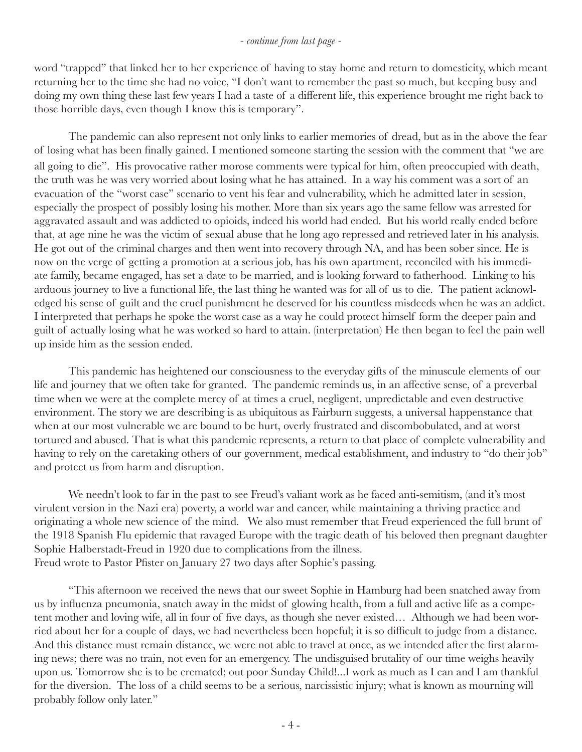*- continue from last page -*

word "trapped" that linked her to her experience of having to stay home and return to domesticity, which meant returning her to the time she had no voice, "I don't want to remember the past so much, but keeping busy and doing my own thing these last few years I had a taste of a different life, this experience brought me right back to those horrible days, even though I know this is temporary".

The pandemic can also represent not only links to earlier memories of dread, but as in the above the fear of losing what has been finally gained. I mentioned someone starting the session with the comment that "we are all going to die". His provocative rather morose comments were typical for him, often preoccupied with death, the truth was he was very worried about losing what he has attained. In a way his comment was a sort of an evacuation of the "worst case" scenario to vent his fear and vulnerability, which he admitted later in session, especially the prospect of possibly losing his mother. More than six years ago the same fellow was arrested for aggravated assault and was addicted to opioids, indeed his world had ended. But his world really ended before that, at age nine he was the victim of sexual abuse that he long ago repressed and retrieved later in his analysis. He got out of the criminal charges and then went into recovery through NA, and has been sober since. He is now on the verge of getting a promotion at a serious job, has his own apartment, reconciled with his immediate family, became engaged, has set a date to be married, and is looking forward to fatherhood. Linking to his arduous journey to live a functional life, the last thing he wanted was for all of us to die. The patient acknowledged his sense of guilt and the cruel punishment he deserved for his countless misdeeds when he was an addict. I interpreted that perhaps he spoke the worst case as a way he could protect himself form the deeper pain and guilt of actually losing what he was worked so hard to attain. (interpretation) He then began to feel the pain well up inside him as the session ended.

This pandemic has heightened our consciousness to the everyday gifts of the minuscule elements of our life and journey that we often take for granted. The pandemic reminds us, in an affective sense, of a preverbal time when we were at the complete mercy of at times a cruel, negligent, unpredictable and even destructive environment. The story we are describing is as ubiquitous as Fairburn suggests, a universal happenstance that when at our most vulnerable we are bound to be hurt, overly frustrated and discombobulated, and at worst tortured and abused. That is what this pandemic represents, a return to that place of complete vulnerability and having to rely on the caretaking others of our government, medical establishment, and industry to "do their job" and protect us from harm and disruption.

We needn't look to far in the past to see Freud's valiant work as he faced anti-semitism, (and it's most virulent version in the Nazi era) poverty, a world war and cancer, while maintaining a thriving practice and originating a whole new science of the mind. We also must remember that Freud experienced the full brunt of the 1918 Spanish Flu epidemic that ravaged Europe with the tragic death of his beloved then pregnant daughter Sophie Halberstadt-Freud in 1920 due to complications from the illness.
Freud wrote to Pastor Pfister on January 27 two days after Sophie's passing.

"This afternoon we received the news that our sweet Sophie in Hamburg had been snatched away from us by influenza pneumonia, snatch away in the midst of glowing health, from a full and active life as a competent mother and loving wife, all in four of five days, as though she never existed… Although we had been worried about her for a couple of days, we had nevertheless been hopeful; it is so difficult to judge from a distance. And this distance must remain distance, we were not able to travel at once, as we intended after the first alarming news; there was no train, not even for an emergency. The undisguised brutality of our time weighs heavily upon us. Tomorrow she is to be cremated; out poor Sunday Child!...I work as much as I can and I am thankful for the diversion. The loss of a child seems to be a serious, narcissistic injury; what is known as mourning will probably follow only later."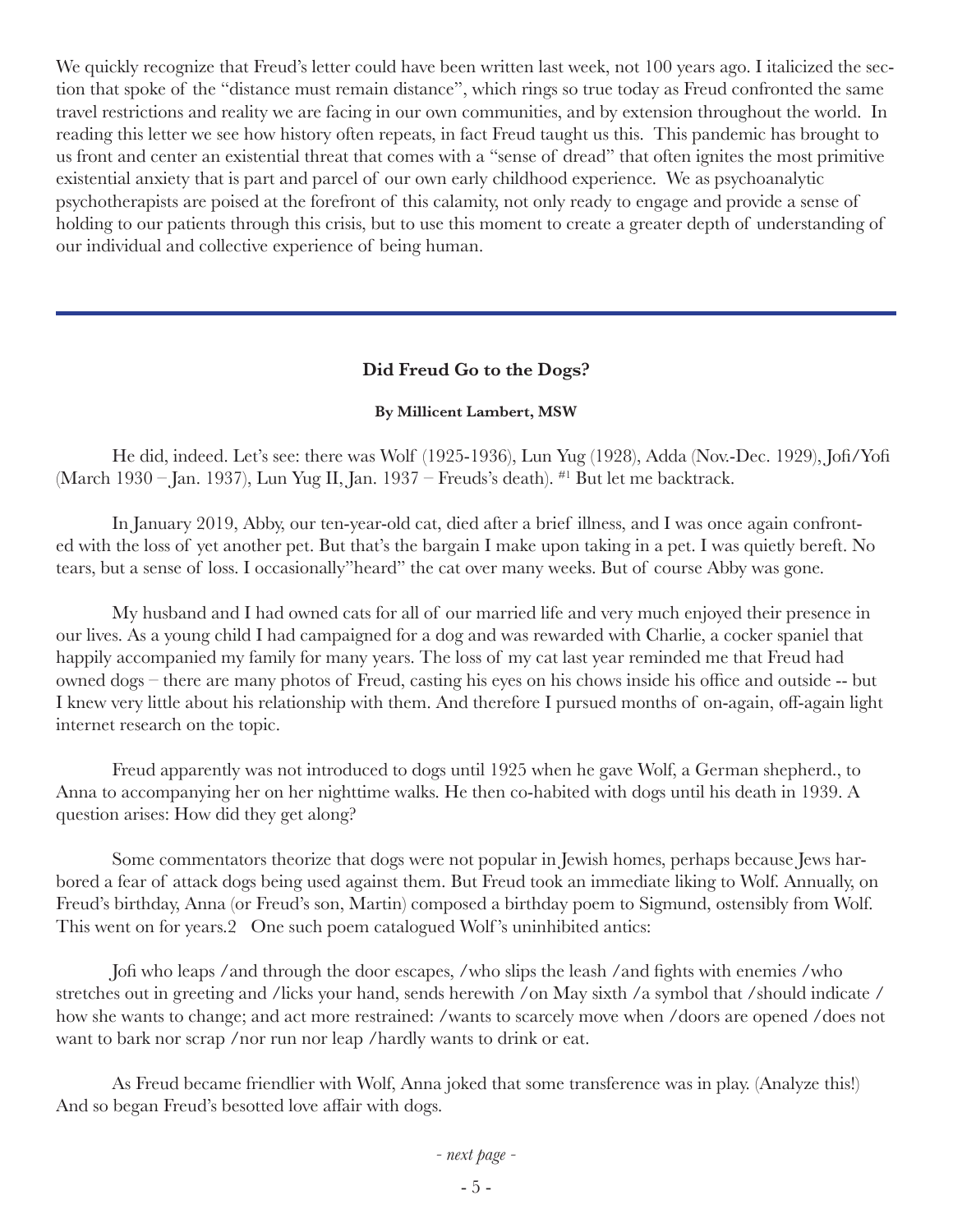We quickly recognize that Freud's letter could have been written last week, not 100 years ago. I italicized the section that spoke of the "distance must remain distance", which rings so true today as Freud confronted the same travel restrictions and reality we are facing in our own communities, and by extension throughout the world. In reading this letter we see how history often repeats, in fact Freud taught us this. This pandemic has brought to us front and center an existential threat that comes with a "sense of dread" that often ignites the most primitive existential anxiety that is part and parcel of our own early childhood experience. We as psychoanalytic psychotherapists are poised at the forefront of this calamity, not only ready to engage and provide a sense of holding to our patients through this crisis, but to use this moment to create a greater depth of understanding of our individual and collective experience of being human.

---

## Did Freud Go to the Dogs?

**By Millicent Lambert, MSW**

He did, indeed. Let's see: there was Wolf (1925-1936), Lun Yug (1928), Adda (Nov.-Dec. 1929), Jofi/Yofi (March 1930 – Jan. 1937), Lun Yug II, Jan. 1937 – Freuds's death). [#1] But let me backtrack.

In January 2019, Abby, our ten-year-old cat, died after a brief illness, and I was once again confronted with the loss of yet another pet. But that's the bargain I make upon taking in a pet. I was quietly bereft. No tears, but a sense of loss. I occasionally"heard" the cat over many weeks. But of course Abby was gone.

My husband and I had owned cats for all of our married life and very much enjoyed their presence in our lives. As a young child I had campaigned for a dog and was rewarded with Charlie, a cocker spaniel that happily accompanied my family for many years. The loss of my cat last year reminded me that Freud had owned dogs – there are many photos of Freud, casting his eyes on his chows inside his office and outside -- but I knew very little about his relationship with them. And therefore I pursued months of on-again, off-again light internet research on the topic.

Freud apparently was not introduced to dogs until 1925 when he gave Wolf, a German shepherd., to Anna to accompanying her on her nighttime walks. He then co-habited with dogs until his death in 1939. A question arises: How did they get along?

Some commentators theorize that dogs were not popular in Jewish homes, perhaps because Jews harbored a fear of attack dogs being used against them. But Freud took an immediate liking to Wolf. Annually, on Freud's birthday, Anna (or Freud's son, Martin) composed a birthday poem to Sigmund, ostensibly from Wolf. This went on for years.2 One such poem catalogued Wolf's uninhibited antics:

Jofi who leaps /and through the door escapes, /who slips the leash /and fights with enemies /who stretches out in greeting and /licks your hand, sends herewith /on May sixth /a symbol that /should indicate / how she wants to change; and act more restrained: /wants to scarcely move when /doors are opened /does not want to bark nor scrap /nor run nor leap /hardly wants to drink or eat.

As Freud became friendlier with Wolf, Anna joked that some transference was in play. (Analyze this!) And so began Freud's besotted love affair with dogs.

*- next page -*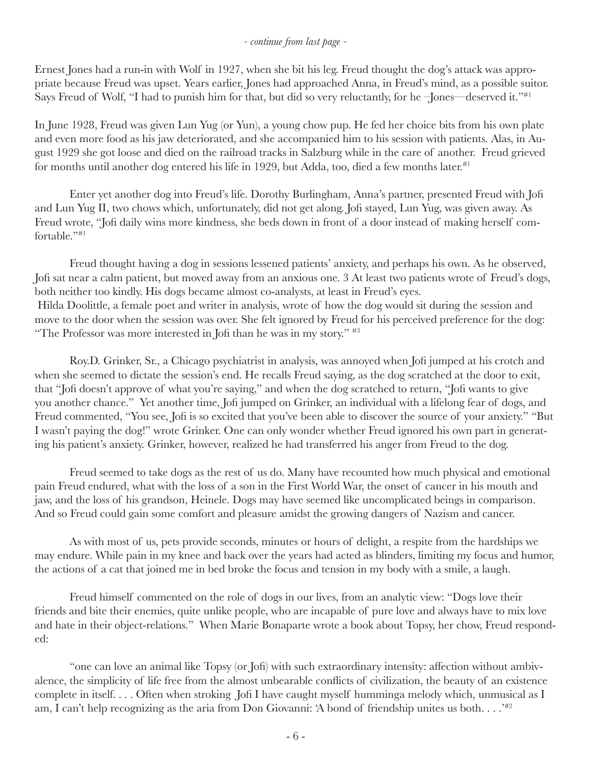*- continue from last page -*

Ernest Jones had a run-in with Wolf in 1927, when she bit his leg. Freud thought the dog's attack was appropriate because Freud was upset. Years earlier, Jones had approached Anna, in Freud's mind, as a possible suitor. Says Freud of Wolf, "I had to punish him for that, but did so very reluctantly, for he –Jones—deserved it."[#1]

In June 1928, Freud was given Lun Yug (or Yun), a young chow pup. He fed her choice bits from his own plate and even more food as his jaw deteriorated, and she accompanied him to his session with patients. Alas, in August 1929 she got loose and died on the railroad tracks in Salzburg while in the care of another. Freud grieved for months until another dog entered his life in 1929, but Adda, too, died a few months later.[#1]

Enter yet another dog into Freud's life. Dorothy Burlingham, Anna's partner, presented Freud with Jofi and Lun Yug II, two chows which, unfortunately, did not get along. Jofi stayed, Lun Yug, was given away. As Freud wrote, "Jofi daily wins more kindness, she beds down in front of a door instead of making herself comfortable."[#1]

Freud thought having a dog in sessions lessened patients' anxiety, and perhaps his own. As he observed, Jofi sat near a calm patient, but moved away from an anxious one. 3 At least two patients wrote of Freud's dogs, both neither too kindly. His dogs became almost co-analysts, at least in Freud's eyes.
Hilda Doolittle, a female poet and writer in analysis, wrote of how the dog would sit during the session and move to the door when the session was over. She felt ignored by Freud for his perceived preference for the dog: "The Professor was more interested in Jofi than he was in my story." [#3]

Roy.D. Grinker, Sr., a Chicago psychiatrist in analysis, was annoyed when Jofi jumped at his crotch and when she seemed to dictate the session's end. He recalls Freud saying, as the dog scratched at the door to exit, that "Jofi doesn't approve of what you're saying," and when the dog scratched to return, "Jofi wants to give you another chance." Yet another time, Jofi jumped on Grinker, an individual with a lifelong fear of dogs, and Freud commented, "You see, Jofi is so excited that you've been able to discover the source of your anxiety." "But I wasn't paying the dog!" wrote Grinker. One can only wonder whether Freud ignored his own part in generating his patient's anxiety. Grinker, however, realized he had transferred his anger from Freud to the dog.

Freud seemed to take dogs as the rest of us do. Many have recounted how much physical and emotional pain Freud endured, what with the loss of a son in the First World War, the onset of cancer in his mouth and jaw, and the loss of his grandson, Heinele. Dogs may have seemed like uncomplicated beings in comparison. And so Freud could gain some comfort and pleasure amidst the growing dangers of Nazism and cancer.

As with most of us, pets provide seconds, minutes or hours of delight, a respite from the hardships we may endure. While pain in my knee and back over the years had acted as blinders, limiting my focus and humor, the actions of a cat that joined me in bed broke the focus and tension in my body with a smile, a laugh.

Freud himself commented on the role of dogs in our lives, from an analytic view: "Dogs love their friends and bite their enemies, quite unlike people, who are incapable of pure love and always have to mix love and hate in their object-relations." When Marie Bonaparte wrote a book about Topsy, her chow, Freud responded:

"one can love an animal like Topsy (or Jofi) with such extraordinary intensity: affection without ambivalence, the simplicity of life free from the almost unbearable conflicts of civilization, the beauty of an existence complete in itself. . . . Often when stroking Jofi I have caught myself humminga melody which, unmusical as I am, I can't help recognizing as the aria from Don Giovanni: 'A bond of friendship unites us both. . . .'[#2]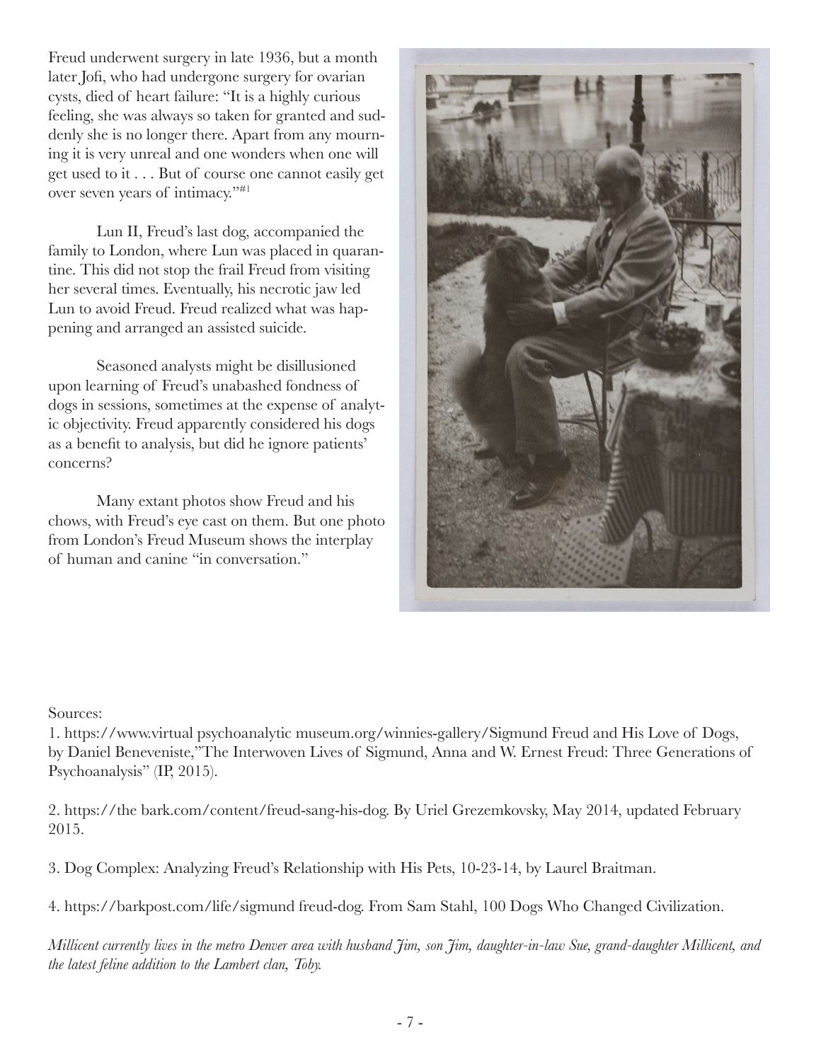Freud underwent surgery in late 1936, but a month later Jofi, who had undergone surgery for ovarian cysts, died of heart failure: "It is a highly curious feeling, she was always so taken for granted and suddenly she is no longer there. Apart from any mourning it is very unreal and one wonders when one will get used to it . . . But of course one cannot easily get over seven years of intimacy."[#1]

Lun II, Freud's last dog, accompanied the family to London, where Lun was placed in quarantine. This did not stop the frail Freud from visiting her several times. Eventually, his necrotic jaw led Lun to avoid Freud. Freud realized what was happening and arranged an assisted suicide.

Seasoned analysts might be disillusioned upon learning of Freud's unabashed fondness of dogs in sessions, sometimes at the expense of analytic objectivity. Freud apparently considered his dogs as a benefit to analysis, but did he ignore patients' concerns?

Many extant photos show Freud and his chows, with Freud's eye cast on them. But one photo from London's Freud Museum shows the interplay of human and canine "in conversation."

Sources:

1. https://www.virtual psychoanalytic museum.org/winnies-gallery/Sigmund Freud and His Love of Dogs, by Daniel Beneveniste,"The Interwoven Lives of Sigmund, Anna and W. Ernest Freud: Three Generations of Psychoanalysis" (IP, 2015).

2. https://the bark.com/content/freud-sang-his-dog. By Uriel Grezemkovsky, May 2014, updated February 2015.

3. Dog Complex: Analyzing Freud's Relationship with His Pets, 10-23-14, by Laurel Braitman.

4. https://barkpost.com/life/sigmund freud-dog. From Sam Stahl, 100 Dogs Who Changed Civilization.

*Millicent currently lives in the metro Denver area with husband Jim, son Jim, daughter-in-law Sue, grand-daughter Millicent, and the latest feline addition to the Lambert clan, Toby.*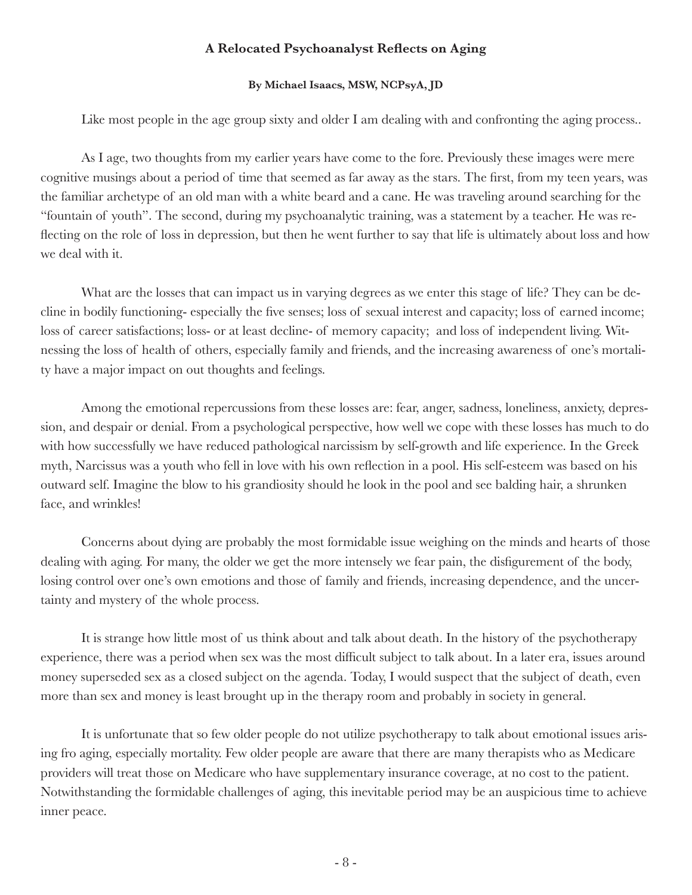**A Relocated Psychoanalyst Reflects on Aging**

**By Michael Isaacs, MSW, NCPsyA, JD**

Like most people in the age group sixty and older I am dealing with and confronting the aging process..

As I age, two thoughts from my earlier years have come to the fore. Previously these images were mere cognitive musings about a period of time that seemed as far away as the stars. The first, from my teen years, was the familiar archetype of an old man with a white beard and a cane. He was traveling around searching for the "fountain of youth". The second, during my psychoanalytic training, was a statement by a teacher. He was reflecting on the role of loss in depression, but then he went further to say that life is ultimately about loss and how we deal with it.

What are the losses that can impact us in varying degrees as we enter this stage of life? They can be decline in bodily functioning- especially the five senses; loss of sexual interest and capacity; loss of earned income; loss of career satisfactions; loss- or at least decline- of memory capacity; and loss of independent living. Witnessing the loss of health of others, especially family and friends, and the increasing awareness of one's mortality have a major impact on out thoughts and feelings.

Among the emotional repercussions from these losses are: fear, anger, sadness, loneliness, anxiety, depression, and despair or denial. From a psychological perspective, how well we cope with these losses has much to do with how successfully we have reduced pathological narcissism by self-growth and life experience. In the Greek myth, Narcissus was a youth who fell in love with his own reflection in a pool. His self-esteem was based on his outward self. Imagine the blow to his grandiosity should he look in the pool and see balding hair, a shrunken face, and wrinkles!

Concerns about dying are probably the most formidable issue weighing on the minds and hearts of those dealing with aging. For many, the older we get the more intensely we fear pain, the disfigurement of the body, losing control over one's own emotions and those of family and friends, increasing dependence, and the uncertainty and mystery of the whole process.

It is strange how little most of us think about and talk about death. In the history of the psychotherapy experience, there was a period when sex was the most difficult subject to talk about. In a later era, issues around money superseded sex as a closed subject on the agenda. Today, I would suspect that the subject of death, even more than sex and money is least brought up in the therapy room and probably in society in general.

It is unfortunate that so few older people do not utilize psychotherapy to talk about emotional issues arising fro aging, especially mortality. Few older people are aware that there are many therapists who as Medicare providers will treat those on Medicare who have supplementary insurance coverage, at no cost to the patient. Notwithstanding the formidable challenges of aging, this inevitable period may be an auspicious time to achieve inner peace.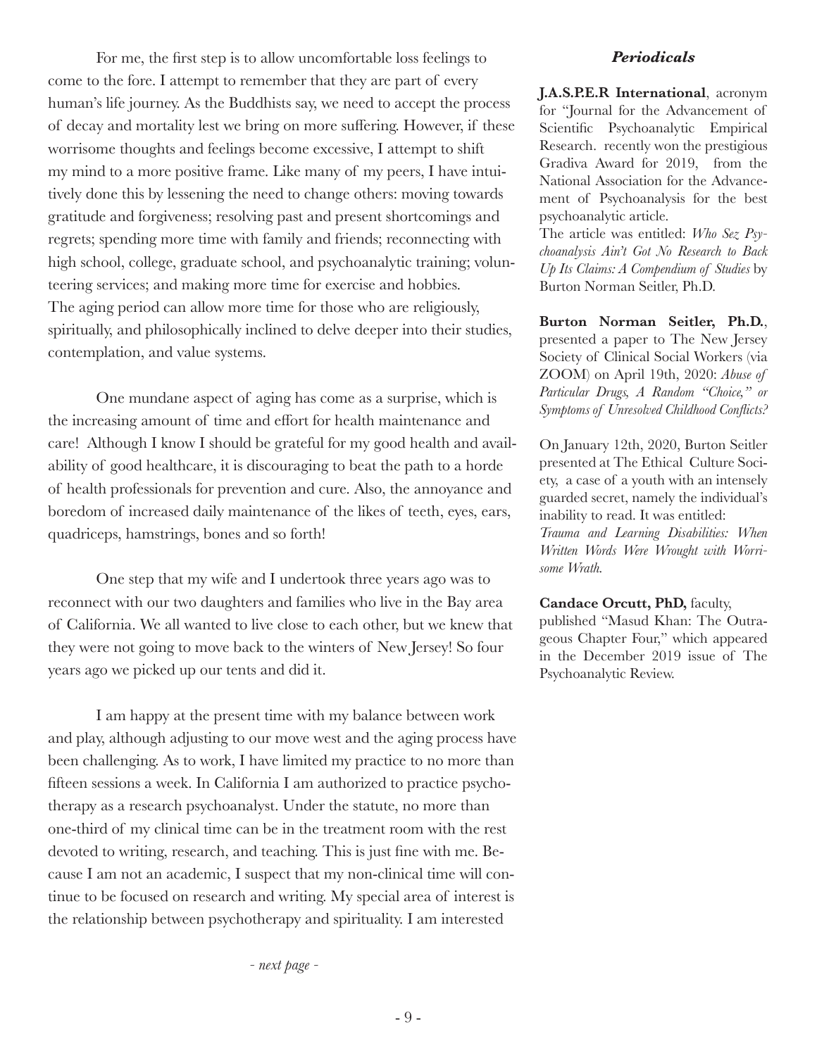For me, the first step is to allow uncomfortable loss feelings to come to the fore. I attempt to remember that they are part of every human's life journey. As the Buddhists say, we need to accept the process of decay and mortality lest we bring on more suffering. However, if these worrisome thoughts and feelings become excessive, I attempt to shift my mind to a more positive frame. Like many of my peers, I have intuitively done this by lessening the need to change others: moving towards gratitude and forgiveness; resolving past and present shortcomings and regrets; spending more time with family and friends; reconnecting with high school, college, graduate school, and psychoanalytic training; volunteering services; and making more time for exercise and hobbies. The aging period can allow more time for those who are religiously, spiritually, and philosophically inclined to delve deeper into their studies, contemplation, and value systems.

One mundane aspect of aging has come as a surprise, which is the increasing amount of time and effort for health maintenance and care! Although I know I should be grateful for my good health and availability of good healthcare, it is discouraging to beat the path to a horde of health professionals for prevention and cure. Also, the annoyance and boredom of increased daily maintenance of the likes of teeth, eyes, ears, quadriceps, hamstrings, bones and so forth!

One step that my wife and I undertook three years ago was to reconnect with our two daughters and families who live in the Bay area of California. We all wanted to live close to each other, but we knew that they were not going to move back to the winters of New Jersey! So four years ago we picked up our tents and did it.

I am happy at the present time with my balance between work and play, although adjusting to our move west and the aging process have been challenging. As to work, I have limited my practice to no more than fifteen sessions a week. In California I am authorized to practice psychotherapy as a research psychoanalyst. Under the statute, no more than one-third of my clinical time can be in the treatment room with the rest devoted to writing, research, and teaching. This is just fine with me. Because I am not an academic, I suspect that my non-clinical time will continue to be focused on research and writing. My special area of interest is the relationship between psychotherapy and spirituality. I am interested

*- next page -*

### *Periodicals*

**J.A.S.P.E.R International**, acronym for "Journal for the Advancement of Scientific Psychoanalytic Empirical Research. recently won the prestigious Gradiva Award for 2019, from the National Association for the Advancement of Psychoanalysis for the best psychoanalytic article.
The article was entitled: *Who Sez Psychoanalysis Ain't Got No Research to Back Up Its Claims: A Compendium of Studies* by Burton Norman Seitler, Ph.D.

**Burton Norman Seitler, Ph.D.**, presented a paper to The New Jersey Society of Clinical Social Workers (via ZOOM) on April 19th, 2020: *Abuse of Particular Drugs, A Random "Choice," or Symptoms of Unresolved Childhood Conflicts?*

On January 12th, 2020, Burton Seitler presented at The Ethical Culture Society, a case of a youth with an intensely guarded secret, namely the individual's inability to read. It was entitled: *Trauma and Learning Disabilities: When Written Words Were Wrought with Worrisome Wrath.*

**Candace Orcutt, PhD,** faculty, published "Masud Khan: The Outrageous Chapter Four," which appeared in the December 2019 issue of The Psychoanalytic Review.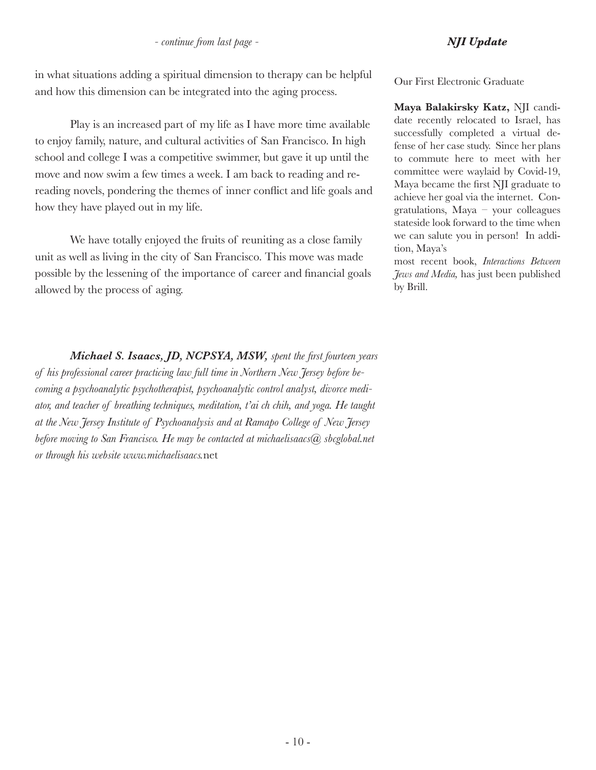*- continue from last page -*

in what situations adding a spiritual dimension to therapy can be helpful and how this dimension can be integrated into the aging process.

Play is an increased part of my life as I have more time available to enjoy family, nature, and cultural activities of San Francisco. In high school and college I was a competitive swimmer, but gave it up until the move and now swim a few times a week. I am back to reading and re-reading novels, pondering the themes of inner conflict and life goals and how they have played out in my life.

We have totally enjoyed the fruits of reuniting as a close family unit as well as living in the city of San Francisco. This move was made possible by the lessening of the importance of career and financial goals allowed by the process of aging.

***Michael S. Isaacs, JD, NCPSYA, MSW,*** *spent the first fourteen years of his professional career practicing law full time in Northern New Jersey before becoming a psychoanalytic psychotherapist, psychoanalytic control analyst, divorce mediator, and teacher of breathing techniques, meditation, t'ai ch chih, and yoga. He taught at the New Jersey Institute of Psychoanalysis and at Ramapo College of New Jersey before moving to San Francisco. He may be contacted at michaelisaacs@ sbcglobal.net or through his website www.michaelisaacs.*net

## *NJI Update*

Our First Electronic Graduate

**Maya Balakirsky Katz,** NJI candidate recently relocated to Israel, has successfully completed a virtual defense of her case study. Since her plans to commute here to meet with her committee were waylaid by Covid-19, Maya became the first NJI graduate to achieve her goal via the internet. Congratulations, Maya – your colleagues stateside look forward to the time when we can salute you in person! In addition, Maya's most recent book, *Interactions Between Jews and Media,* has just been published by Brill.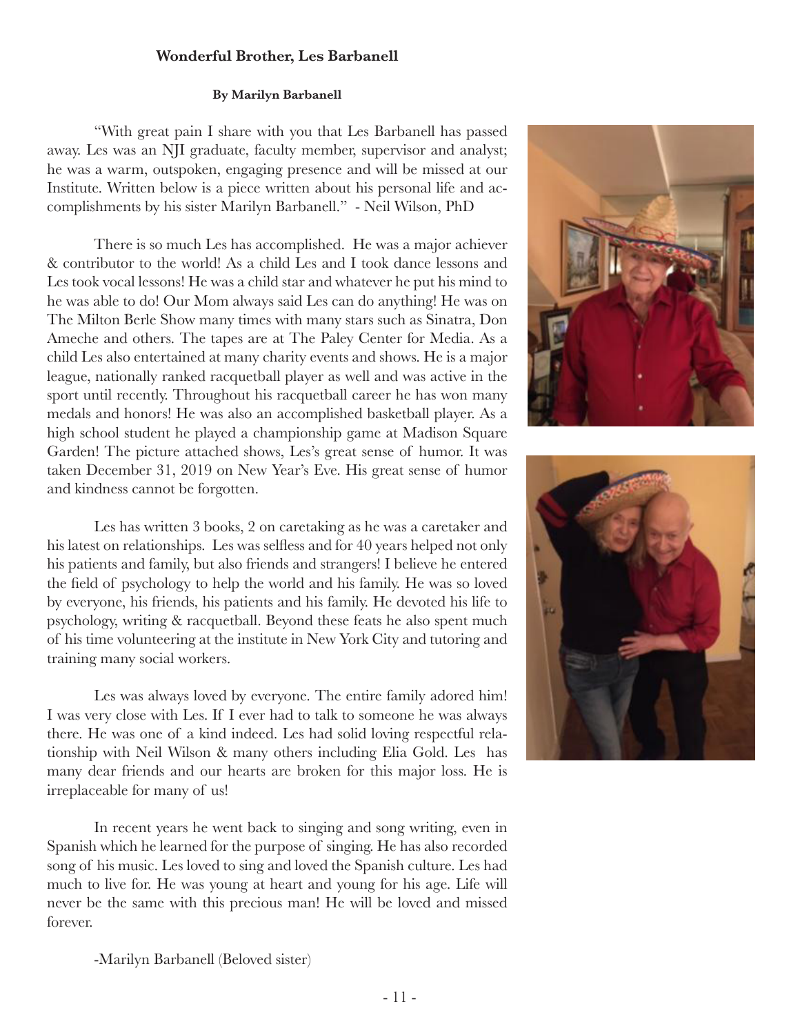### Wonderful Brother, Les Barbanell

**By Marilyn Barbanell**

"With great pain I share with you that Les Barbanell has passed away. Les was an NJI graduate, faculty member, supervisor and analyst; he was a warm, outspoken, engaging presence and will be missed at our Institute. Written below is a piece written about his personal life and accomplishments by his sister Marilyn Barbanell." - Neil Wilson, PhD

There is so much Les has accomplished. He was a major achiever & contributor to the world! As a child Les and I took dance lessons and Les took vocal lessons! He was a child star and whatever he put his mind to he was able to do! Our Mom always said Les can do anything! He was on The Milton Berle Show many times with many stars such as Sinatra, Don Ameche and others. The tapes are at The Paley Center for Media. As a child Les also entertained at many charity events and shows. He is a major league, nationally ranked racquetball player as well and was active in the sport until recently. Throughout his racquetball career he has won many medals and honors! He was also an accomplished basketball player. As a high school student he played a championship game at Madison Square Garden! The picture attached shows, Les's great sense of humor. It was taken December 31, 2019 on New Year's Eve. His great sense of humor and kindness cannot be forgotten.

Les has written 3 books, 2 on caretaking as he was a caretaker and his latest on relationships. Les was selfless and for 40 years helped not only his patients and family, but also friends and strangers! I believe he entered the field of psychology to help the world and his family. He was so loved by everyone, his friends, his patients and his family. He devoted his life to psychology, writing & racquetball. Beyond these feats he also spent much of his time volunteering at the institute in New York City and tutoring and training many social workers.

Les was always loved by everyone. The entire family adored him! I was very close with Les. If I ever had to talk to someone he was always there. He was one of a kind indeed. Les had solid loving respectful relationship with Neil Wilson & many others including Elia Gold. Les has many dear friends and our hearts are broken for this major loss. He is irreplaceable for many of us!

In recent years he went back to singing and song writing, even in Spanish which he learned for the purpose of singing. He has also recorded song of his music. Les loved to sing and loved the Spanish culture. Les had much to live for. He was young at heart and young for his age. Life will never be the same with this precious man! He will be loved and missed forever.

-Marilyn Barbanell (Beloved sister)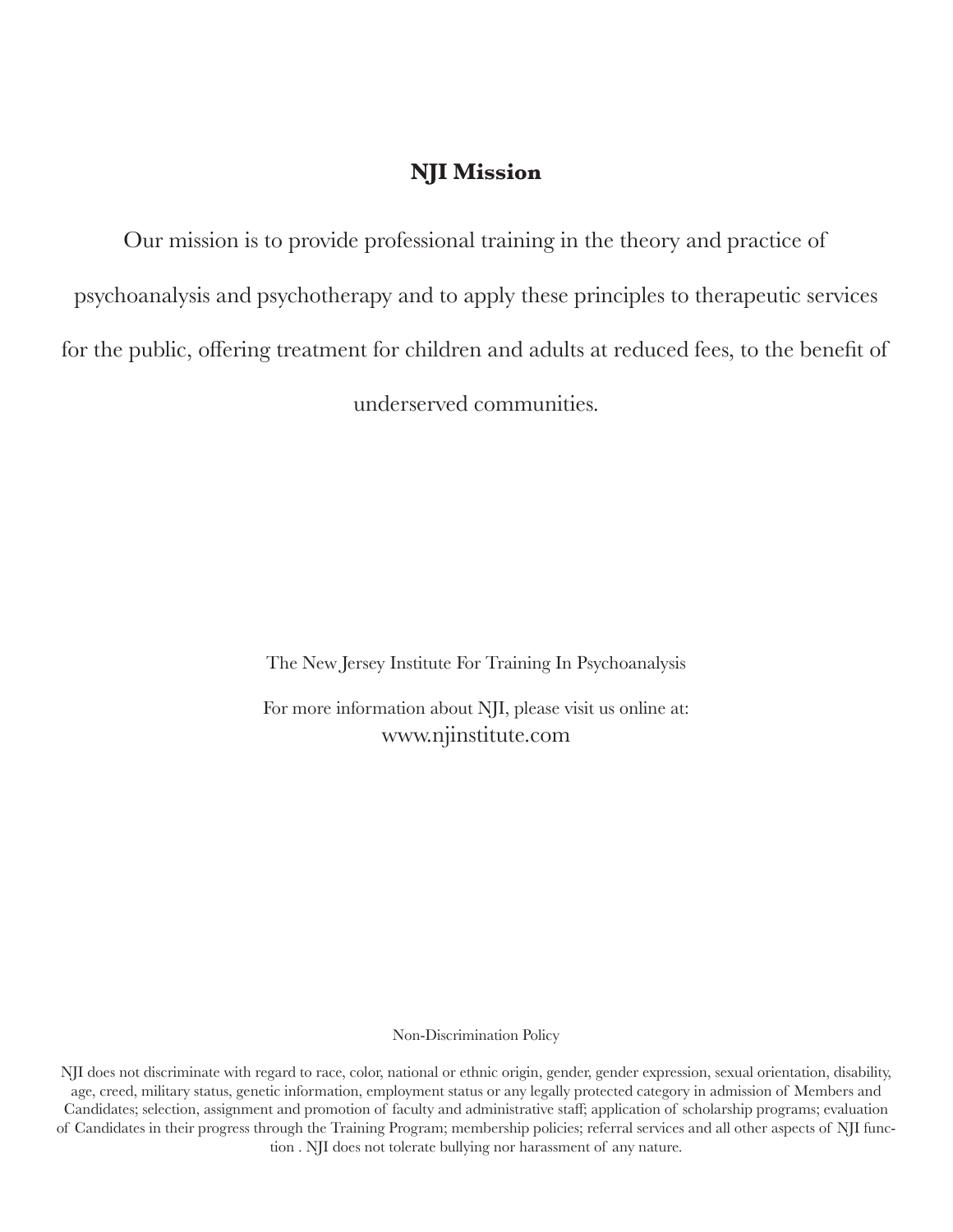## NJI Mission

Our mission is to provide professional training in the theory and practice of psychoanalysis and psychotherapy and to apply these principles to therapeutic services for the public, offering treatment for children and adults at reduced fees, to the benefit of underserved communities.

The New Jersey Institute For Training In Psychoanalysis

For more information about NJI, please visit us online at:
www.njinstitute.com

Non-Discrimination Policy

NJI does not discriminate with regard to race, color, national or ethnic origin, gender, gender expression, sexual orientation, disability, age, creed, military status, genetic information, employment status or any legally protected category in admission of Members and Candidates; selection, assignment and promotion of faculty and administrative staff; application of scholarship programs; evaluation of Candidates in their progress through the Training Program; membership policies; referral services and all other aspects of NJI function . NJI does not tolerate bullying nor harassment of any nature.